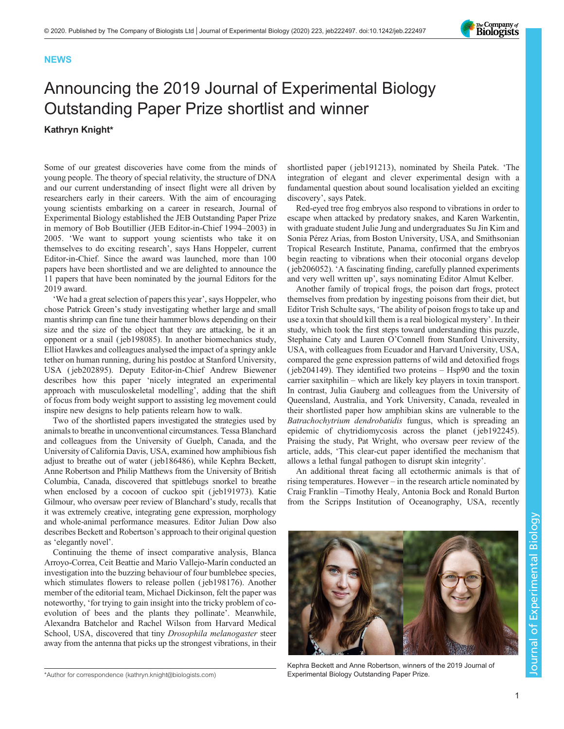NEWS

# Announcing the 2019 Journal of Experimental Biology Outstanding Paper Prize shortlist and winner

**Kathryn Knight***

Some of our greatest discoveries have come from the minds of young people. The theory of special relativity, the structure of DNA and our current understanding of insect flight were all driven by researchers early in their careers. With the aim of encouraging young scientists embarking on a career in research, Journal of Experimental Biology established the JEB Outstanding Paper Prize in memory of Bob Boutillier (JEB Editor-in-Chief 1994–2003) in 2005. 'We want to support young scientists who take it on themselves to do exciting research', says Hans Hoppeler, current Editor-in-Chief. Since the award was launched, more than 100 papers have been shortlisted and we are delighted to announce the 11 papers that have been nominated by the journal Editors for the 2019 award.

'We had a great selection of papers this year', says Hoppeler, who chose Patrick Green's study investigating whether large and small mantis shrimp can fine tune their hammer blows depending on their size and the size of the object that they are attacking, be it an opponent or a snail (jeb198085). In another biomechanics study, Elliot Hawkes and colleagues analysed the impact of a springy ankle tether on human running, during his postdoc at Stanford University, USA (jeb202895). Deputy Editor-in-Chief Andrew Biewener describes how this paper 'nicely integrated an experimental approach with musculoskeletal modelling', adding that the shift of focus from body weight support to assisting leg movement could inspire new designs to help patients relearn how to walk.

Two of the shortlisted papers investigated the strategies used by animals to breathe in unconventional circumstances. Tessa Blanchard and colleagues from the University of Guelph, Canada, and the University of California Davis, USA, examined how amphibious fish adjust to breathe out of water (jeb186486), while Kephra Beckett, Anne Robertson and Philip Matthews from the University of British Columbia, Canada, discovered that spittlebugs snorkel to breathe when enclosed by a cocoon of cuckoo spit (jeb191973). Katie Gilmour, who oversaw peer review of Blanchard's study, recalls that it was extremely creative, integrating gene expression, morphology and whole-animal performance measures. Editor Julian Dow also describes Beckett and Robertson's approach to their original question as 'elegantly novel'.

Continuing the theme of insect comparative analysis, Blanca Arroyo-Correa, Ceit Beattie and Mario Vallejo-Marín conducted an investigation into the buzzing behaviour of four bumblebee species, which stimulates flowers to release pollen (jeb198176). Another member of the editorial team, Michael Dickinson, felt the paper was noteworthy, 'for trying to gain insight into the tricky problem of co-evolution of bees and the plants they pollinate'. Meanwhile, Alexandra Batchelor and Rachel Wilson from Harvard Medical School, USA, discovered that tiny *Drosophila melanogaster* steer away from the antenna that picks up the strongest vibrations, in their shortlisted paper (jeb191213), nominated by Sheila Patek. 'The integration of elegant and clever experimental design with a fundamental question about sound localisation yielded an exciting discovery', says Patek.

Red-eyed tree frog embryos also respond to vibrations in order to escape when attacked by predatory snakes, and Karen Warkentin, with graduate student Julie Jung and undergraduates Su Jin Kim and Sonia Pérez Arias, from Boston University, USA, and Smithsonian Tropical Research Institute, Panama, confirmed that the embryos begin reacting to vibrations when their otoconial organs develop (jeb206052). 'A fascinating finding, carefully planned experiments and very well written up', says nominating Editor Almut Kelber.

Another family of tropical frogs, the poison dart frogs, protect themselves from predation by ingesting poisons from their diet, but Editor Trish Schulte says, 'The ability of poison frogs to take up and use a toxin that should kill them is a real biological mystery'. In their study, which took the first steps toward understanding this puzzle, Stephaine Caty and Lauren O'Connell from Stanford University, USA, with colleagues from Ecuador and Harvard University, USA, compared the gene expression patterns of wild and detoxified frogs (jeb204149). They identified two proteins – Hsp90 and the toxin carrier saxitphilin – which are likely key players in toxin transport. In contrast, Julia Gauberg and colleagues from the University of Queensland, Australia, and York University, Canada, revealed in their shortlisted paper how amphibian skins are vulnerable to the *Batrachochytrium dendrobatidis* fungus, which is spreading an epidemic of chytridiomycosis across the planet (jeb192245). Praising the study, Pat Wright, who oversaw peer review of the article, adds, 'This clear-cut paper identified the mechanism that allows a lethal fungal pathogen to disrupt skin integrity'.

An additional threat facing all ectothermic animals is that of rising temperatures. However – in the research article nominated by Craig Franklin –Timothy Healy, Antonia Bock and Ronald Burton from the Scripps Institution of Oceanography, USA, recently

Kephra Beckett and Anne Robertson, winners of the 2019 Journal of Experimental Biology Outstanding Paper Prize.

*Author for correspondence (kathryn.knight@biologists.com)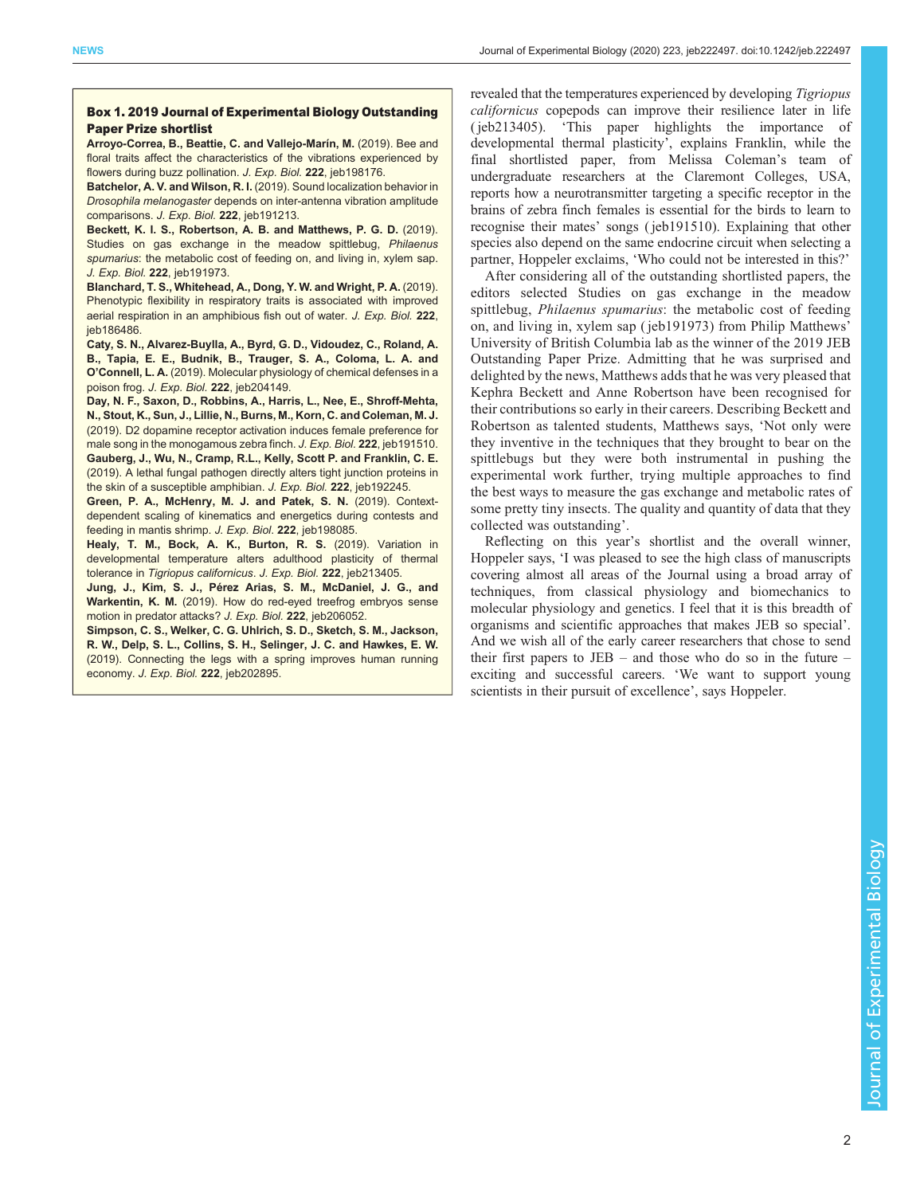**Box 1. 2019 Journal of Experimental Biology Outstanding Paper Prize shortlist**

**Arroyo-Correa, B., Beattie, C. and Vallejo-Marín, M.** (2019). Bee and floral traits affect the characteristics of the vibrations experienced by flowers during buzz pollination. *J. Exp. Biol.* **222**, jeb198176.

**Batchelor, A. V. and Wilson, R. I.** (2019). Sound localization behavior in *Drosophila melanogaster* depends on inter-antenna vibration amplitude comparisons. *J. Exp. Biol.* **222**, jeb191213.

**Beckett, K. I. S., Robertson, A. B. and Matthews, P. G. D.** (2019). Studies on gas exchange in the meadow spittlebug, *Philaenus spumarius*: the metabolic cost of feeding on, and living in, xylem sap. *J. Exp. Biol.* **222**, jeb191973.

**Blanchard, T. S., Whitehead, A., Dong, Y. W. and Wright, P. A.** (2019). Phenotypic flexibility in respiratory traits is associated with improved aerial respiration in an amphibious fish out of water. *J. Exp. Biol.* **222**, jeb186486.

**Caty, S. N., Alvarez-Buylla, A., Byrd, G. D., Vidoudez, C., Roland, A. B., Tapia, E. E., Budnik, B., Trauger, S. A., Coloma, L. A. and O'Connell, L. A.** (2019). Molecular physiology of chemical defenses in a poison frog. *J. Exp. Biol.* **222**, jeb204149.

**Day, N. F., Saxon, D., Robbins, A., Harris, L., Nee, E., Shroff-Mehta, N., Stout, K., Sun, J., Lillie, N., Burns, M., Korn, C. and Coleman, M. J.** (2019). D2 dopamine receptor activation induces female preference for male song in the monogamous zebra finch. *J. Exp. Biol.* **222**, jeb191510.

**Gauberg, J., Wu, N., Cramp, R.L., Kelly, Scott P. and Franklin, C. E.** (2019). A lethal fungal pathogen directly alters tight junction proteins in the skin of a susceptible amphibian. *J. Exp. Biol.* **222**, jeb192245.

**Green, P. A., McHenry, M. J. and Patek, S. N.** (2019). Context-dependent scaling of kinematics and energetics during contests and feeding in mantis shrimp. *J. Exp. Biol.* **222**, jeb198085.

**Healy, T. M., Bock, A. K., Burton, R. S.** (2019). Variation in developmental temperature alters adulthood plasticity of thermal tolerance in *Tigriopus californicus*. *J. Exp. Biol.* **222**, jeb213405.

**Jung, J., Kim, S. J., Pérez Arias, S. M., McDaniel, J. G., and Warkentin, K. M.** (2019). How do red-eyed treefrog embryos sense motion in predator attacks? *J. Exp. Biol.* **222**, jeb206052.

**Simpson, C. S., Welker, C. G. Uhlrich, S. D., Sketch, S. M., Jackson, R. W., Delp, S. L., Collins, S. H., Selinger, J. C. and Hawkes, E. W.** (2019). Connecting the legs with a spring improves human running economy. *J. Exp. Biol.* **222**, jeb202895.

revealed that the temperatures experienced by developing *Tigriopus californicus* copepods can improve their resilience later in life (jeb213405). 'This paper highlights the importance of developmental thermal plasticity', explains Franklin, while the final shortlisted paper, from Melissa Coleman's team of undergraduate researchers at the Claremont Colleges, USA, reports how a neurotransmitter targeting a specific receptor in the brains of zebra finch females is essential for the birds to learn to recognise their mates' songs (jeb191510). Explaining that other species also depend on the same endocrine circuit when selecting a partner, Hoppeler exclaims, 'Who could not be interested in this?'

After considering all of the outstanding shortlisted papers, the editors selected Studies on gas exchange in the meadow spittlebug, *Philaenus spumarius*: the metabolic cost of feeding on, and living in, xylem sap (jeb191973) from Philip Matthews' University of British Columbia lab as the winner of the 2019 JEB Outstanding Paper Prize. Admitting that he was surprised and delighted by the news, Matthews adds that he was very pleased that Kephra Beckett and Anne Robertson have been recognised for their contributions so early in their careers. Describing Beckett and Robertson as talented students, Matthews says, 'Not only were they inventive in the techniques that they brought to bear on the spittlebugs but they were both instrumental in pushing the experimental work further, trying multiple approaches to find the best ways to measure the gas exchange and metabolic rates of some pretty tiny insects. The quality and quantity of data that they collected was outstanding'.

Reflecting on this year's shortlist and the overall winner, Hoppeler says, 'I was pleased to see the high class of manuscripts covering almost all areas of the Journal using a broad array of techniques, from classical physiology and biomechanics to molecular physiology and genetics. I feel that it is this breadth of organisms and scientific approaches that makes JEB so special'. And we wish all of the early career researchers that chose to send their first papers to JEB – and those who do so in the future – exciting and successful careers. 'We want to support young scientists in their pursuit of excellence', says Hoppeler.